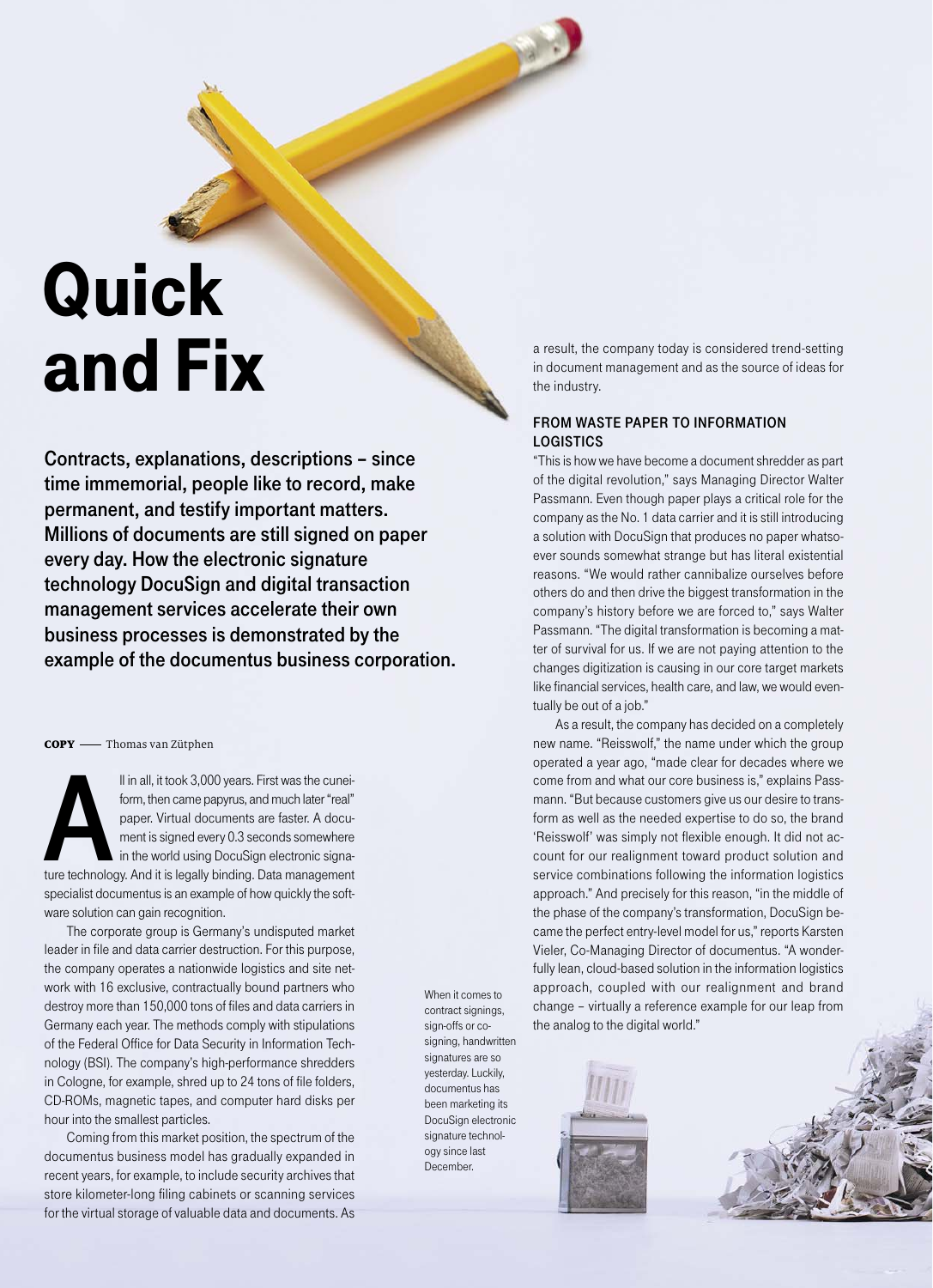# Quick and Fix

**Contracts, explanations, descriptions – since time immemorial, people like to record, make permanent, and testify important matters. Millions of documents are still signed on paper every day. How the electronic signature technology DocuSign and digital transaction management services accelerate their own business processes is demonstrated by the example of the documentus business corporation.**

**COPY** —— Thomas van Zütphen

All in all, it took 3,000 years. First was the cuneiform, then came papyrus, and much later "real" paper. Virtual documents are faster. A document is signed every 0.3 seconds somewhere in the world using DocuSign electronic signature technology. And it is legally binding. Data management specialist documentus is an example of how quickly the software solution can gain recognition.

The corporate group is Germany's undisputed market leader in file and data carrier destruction. For this purpose, the company operates a nationwide logistics and site network with 16 exclusive, contractually bound partners who destroy more than 150,000 tons of files and data carriers in Germany each year. The methods comply with stipulations of the Federal Office for Data Security in Information Technology (BSI). The company's high-performance shredders in Cologne, for example, shred up to 24 tons of file folders, CD-ROMs, magnetic tapes, and computer hard disks per hour into the smallest particles.

Coming from this market position, the spectrum of the documentus business model has gradually expanded in recent years, for example, to include security archives that store kilometer-long filing cabinets or scanning services for the virtual storage of valuable data and documents. As a result, the company today is considered trend-setting in document management and as the source of ideas for the industry.

When it comes to contract signings, sign-offs or co-signing, handwritten signatures are so yesterday. Luckily, documentus has been marketing its DocuSign electronic signature technology since last December.

## FROM WASTE PAPER TO INFORMATION LOGISTICS

"This is how we have become a document shredder as part of the digital revolution," says Managing Director Walter Passmann. Even though paper plays a critical role for the company as the No. 1 data carrier and it is still introducing a solution with DocuSign that produces no paper whatsoever sounds somewhat strange but has literal existential reasons. "We would rather cannibalize ourselves before others do and then drive the biggest transformation in the company's history before we are forced to," says Walter Passmann. "The digital transformation is becoming a matter of survival for us. If we are not paying attention to the changes digitization is causing in our core target markets like financial services, health care, and law, we would eventually be out of a job."

As a result, the company has decided on a completely new name. "Reisswolf," the name under which the group operated a year ago, "made clear for decades where we come from and what our core business is," explains Passmann. "But because customers give us our desire to transform as well as the needed expertise to do so, the brand 'Reisswolf' was simply not flexible enough. It did not account for our realignment toward product solution and service combinations following the information logistics approach." And precisely for this reason, "in the middle of the phase of the company's transformation, DocuSign became the perfect entry-level model for us," reports Karsten Vieler, Co-Managing Director of documentus. "A wonderfully lean, cloud-based solution in the information logistics approach, coupled with our realignment and brand change – virtually a reference example for our leap from the analog to the digital world."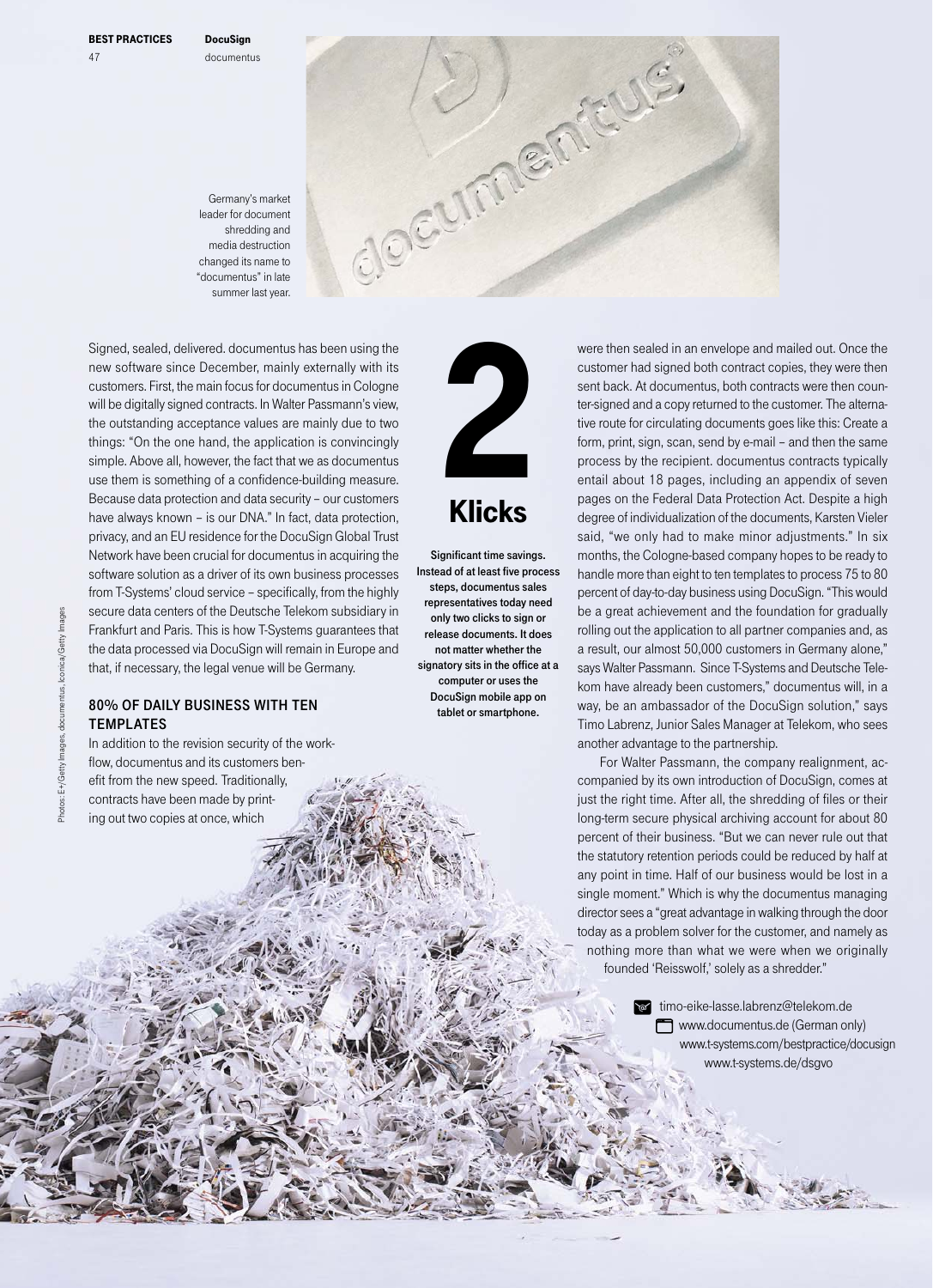Germany's market leader for document shredding and media destruction changed its name to "documentus" in late summer last year.

Signed, sealed, delivered. documentus has been using the new software since December, mainly externally with its customers. First, the main focus for documentus in Cologne will be digitally signed contracts. In Walter Passmann's view, the outstanding acceptance values are mainly due to two things: "On the one hand, the application is convincingly simple. Above all, however, the fact that we as documentus use them is something of a confidence-building measure. Because data protection and data security – our customers have always known – is our DNA." In fact, data protection, privacy, and an EU residence for the DocuSign Global Trust Network have been crucial for documentus in acquiring the software solution as a driver of its own business processes from T-Systems' cloud service – specifically, from the highly secure data centers of the Deutsche Telekom subsidiary in Frankfurt and Paris. This is how T-Systems guarantees that the data processed via DocuSign will remain in Europe and that, if necessary, the legal venue will be Germany.

## 80% OF DAILY BUSINESS WITH TEN TEMPLATES

In addition to the revision security of the workflow, documentus and its customers benefit from the new speed. Traditionally, contracts have been made by printing out two copies at once, which were then sealed in an envelope and mailed out. Once the customer had signed both contract copies, they were then sent back. At documentus, both contracts were then counter-signed and a copy returned to the customer. The alternative route for circulating documents goes like this: Create a form, print, sign, scan, send by e-mail – and then the same process by the recipient. documentus contracts typically entail about 18 pages, including an appendix of seven pages on the Federal Data Protection Act. Despite a high degree of individualization of the documents, Karsten Vieler said, "we only had to make minor adjustments." In six months, the Cologne-based company hopes to be ready to handle more than eight to ten templates to process 75 to 80 percent of day-to-day business using DocuSign. "This would be a great achievement and the foundation for gradually rolling out the application to all partner companies and, as a result, our almost 50,000 customers in Germany alone," says Walter Passmann. Since T-Systems and Deutsche Telekom have already been customers," documentus will, in a way, be an ambassador of the DocuSign solution," says Timo Labrenz, Junior Sales Manager at Telekom, who sees another advantage to the partnership.

For Walter Passmann, the company realignment, accompanied by its own introduction of DocuSign, comes at just the right time. After all, the shredding of files or their long-term secure physical archiving account for about 80 percent of their business. "But we can never rule out that the statutory retention periods could be reduced by half at any point in time. Half of our business would be lost in a single moment." Which is why the documentus managing director sees a "great advantage in walking through the door today as a problem solver for the customer, and namely as nothing more than what we were when we originally founded 'Reisswolf,' solely as a shredder."

**2**

**Klicks**

**Significant time savings. Instead of at least five process steps, documentus sales representatives today need only two clicks to sign or release documents. It does not matter whether the signatory sits in the office at a computer or uses the DocuSign mobile app on tablet or smartphone.**

timo-eike-lasse.labrenz@telekom.de
www.documentus.de (German only)
www.t-systems.com/bestpractice/docusign
www.t-systems.de/dsgvo

Photos: E+/Getty Images, documentus, Iconica/Getty Images